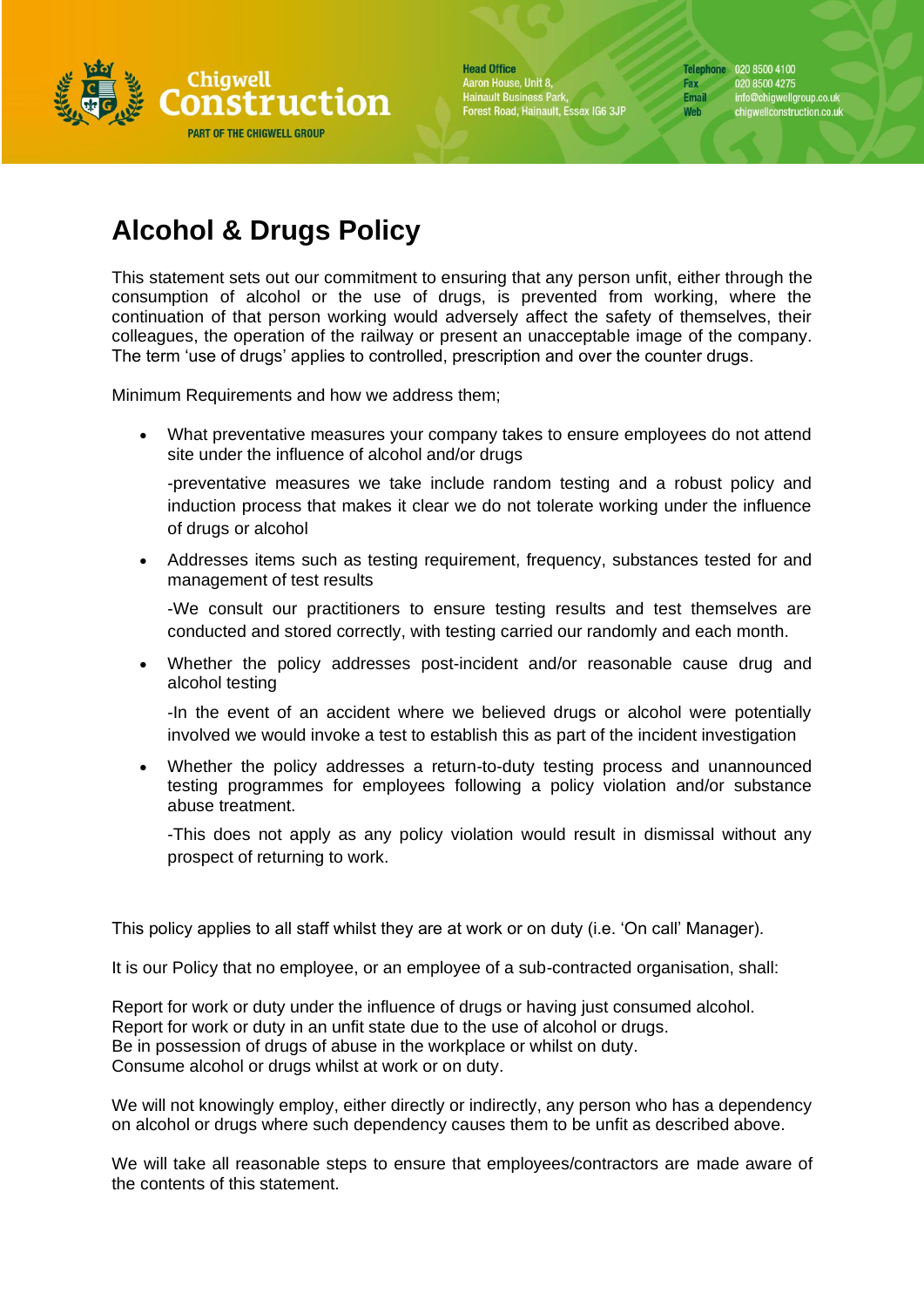Chigwell Construction
PART OF THE CHIGWELL GROUP

**Head Office**
Aaron House, Unit 8,
Hainault Business Park,
Forest Road, Hainault, Essex IG6 3JP

**Telephone** 020 8500 4100
**Fax** 020 8500 4275
**Email** info@chigwellgroup.co.uk
**Web** chigwellconstruction.co.uk

# Alcohol & Drugs Policy

This statement sets out our commitment to ensuring that any person unfit, either through the consumption of alcohol or the use of drugs, is prevented from working, where the continuation of that person working would adversely affect the safety of themselves, their colleagues, the operation of the railway or present an unacceptable image of the company. The term 'use of drugs' applies to controlled, prescription and over the counter drugs.

Minimum Requirements and how we address them;

- What preventative measures your company takes to ensure employees do not attend site under the influence of alcohol and/or drugs

  -preventative measures we take include random testing and a robust policy and induction process that makes it clear we do not tolerate working under the influence of drugs or alcohol

- Addresses items such as testing requirement, frequency, substances tested for and management of test results

  -We consult our practitioners to ensure testing results and test themselves are conducted and stored correctly, with testing carried our randomly and each month.

- Whether the policy addresses post-incident and/or reasonable cause drug and alcohol testing

  -In the event of an accident where we believed drugs or alcohol were potentially involved we would invoke a test to establish this as part of the incident investigation

- Whether the policy addresses a return-to-duty testing process and unannounced testing programmes for employees following a policy violation and/or substance abuse treatment.

  -This does not apply as any policy violation would result in dismissal without any prospect of returning to work.

This policy applies to all staff whilst they are at work or on duty (i.e. 'On call' Manager).

It is our Policy that no employee, or an employee of a sub-contracted organisation, shall:

Report for work or duty under the influence of drugs or having just consumed alcohol.
Report for work or duty in an unfit state due to the use of alcohol or drugs.
Be in possession of drugs of abuse in the workplace or whilst on duty.
Consume alcohol or drugs whilst at work or on duty.

We will not knowingly employ, either directly or indirectly, any person who has a dependency on alcohol or drugs where such dependency causes them to be unfit as described above.

We will take all reasonable steps to ensure that employees/contractors are made aware of the contents of this statement.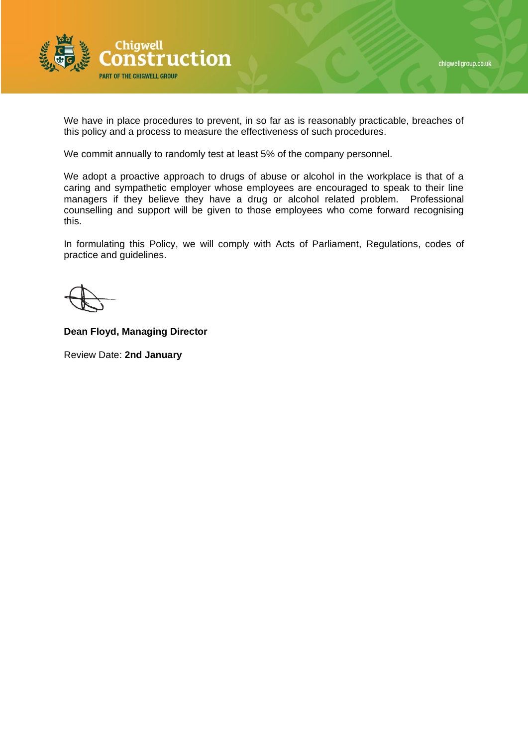We have in place procedures to prevent, in so far as is reasonably practicable, breaches of this policy and a process to measure the effectiveness of such procedures.

We commit annually to randomly test at least 5% of the company personnel.

We adopt a proactive approach to drugs of abuse or alcohol in the workplace is that of a caring and sympathetic employer whose employees are encouraged to speak to their line managers if they believe they have a drug or alcohol related problem. Professional counselling and support will be given to those employees who come forward recognising this.

In formulating this Policy, we will comply with Acts of Parliament, Regulations, codes of practice and guidelines.

**Dean Floyd, Managing Director**

Review Date: **2nd January**